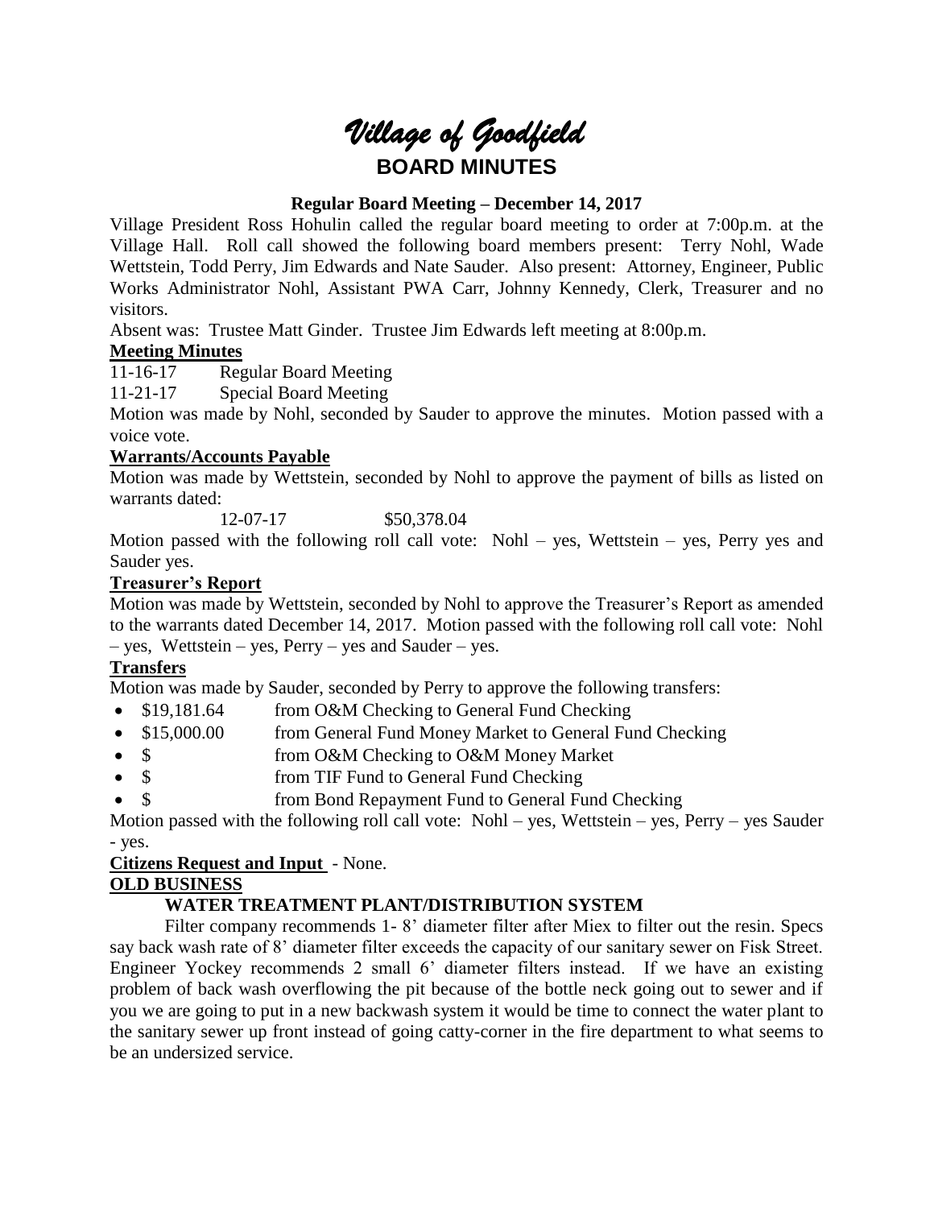# *Village of Goodfield*

## BOARD MINUTES

**Regular Board Meeting – December 14, 2017**

Village President Ross Hohulin called the regular board meeting to order at 7:00p.m. at the Village Hall. Roll call showed the following board members present: Terry Nohl, Wade Wettstein, Todd Perry, Jim Edwards and Nate Sauder. Also present: Attorney, Engineer, Public Works Administrator Nohl, Assistant PWA Carr, Johnny Kennedy, Clerk, Treasurer and no visitors.

Absent was: Trustee Matt Ginder. Trustee Jim Edwards left meeting at 8:00p.m.

**Meeting Minutes**

11-16-17 Regular Board Meeting

11-21-17 Special Board Meeting

Motion was made by Nohl, seconded by Sauder to approve the minutes. Motion passed with a voice vote.

**Warrants/Accounts Payable**

Motion was made by Wettstein, seconded by Nohl to approve the payment of bills as listed on warrants dated:

12-07-17 $50,378.04

Motion passed with the following roll call vote: Nohl – yes, Wettstein – yes, Perry yes and Sauder yes.

**Treasurer's Report**

Motion was made by Wettstein, seconded by Nohl to approve the Treasurer's Report as amended to the warrants dated December 14, 2017. Motion passed with the following roll call vote: Nohl – yes, Wettstein – yes, Perry – yes and Sauder – yes.

**Transfers**

Motion was made by Sauder, seconded by Perry to approve the following transfers:

- $19,181.64 from O&M Checking to General Fund Checking
- $15,000.00 from General Fund Money Market to General Fund Checking
- $ from O&M Checking to O&M Money Market
- $ from TIF Fund to General Fund Checking
- $ from Bond Repayment Fund to General Fund Checking

Motion passed with the following roll call vote: Nohl – yes, Wettstein – yes, Perry – yes Sauder - yes.

**Citizens Request and Input** - None.

**OLD BUSINESS**

**WATER TREATMENT PLANT/DISTRIBUTION SYSTEM**

Filter company recommends 1- 8' diameter filter after Miex to filter out the resin. Specs say back wash rate of 8' diameter filter exceeds the capacity of our sanitary sewer on Fisk Street. Engineer Yockey recommends 2 small 6' diameter filters instead. If we have an existing problem of back wash overflowing the pit because of the bottle neck going out to sewer and if you we are going to put in a new backwash system it would be time to connect the water plant to the sanitary sewer up front instead of going catty-corner in the fire department to what seems to be an undersized service.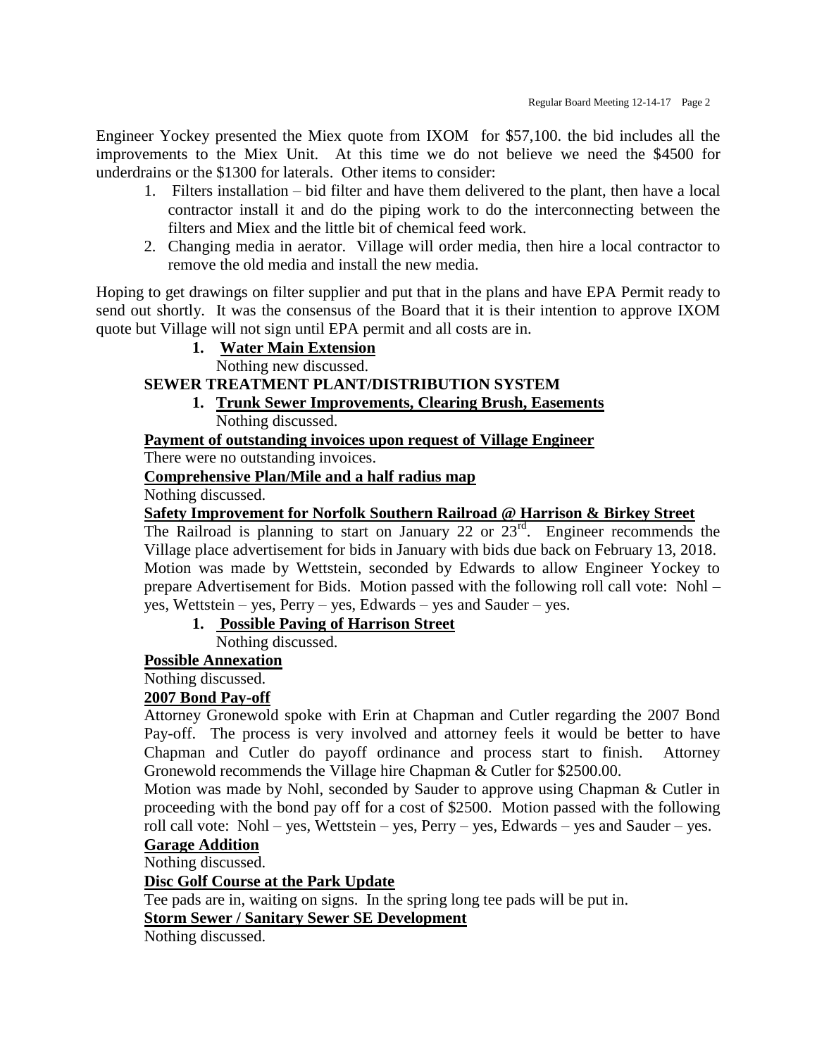Engineer Yockey presented the Miex quote from IXOM for $57,100. the bid includes all the improvements to the Miex Unit. At this time we do not believe we need the $4500 for underdrains or the $1300 for laterals. Other items to consider:

1. Filters installation – bid filter and have them delivered to the plant, then have a local contractor install it and do the piping work to do the interconnecting between the filters and Miex and the little bit of chemical feed work.
2. Changing media in aerator. Village will order media, then hire a local contractor to remove the old media and install the new media.

Hoping to get drawings on filter supplier and put that in the plans and have EPA Permit ready to send out shortly. It was the consensus of the Board that it is their intention to approve IXOM quote but Village will not sign until EPA permit and all costs are in.

1. **Water Main Extension**

   Nothing new discussed.

**SEWER TREATMENT PLANT/DISTRIBUTION SYSTEM**

1. **Trunk Sewer Improvements, Clearing Brush, Easements**

   Nothing discussed.

**Payment of outstanding invoices upon request of Village Engineer**

There were no outstanding invoices.

**Comprehensive Plan/Mile and a half radius map**

Nothing discussed.

**Safety Improvement for Norfolk Southern Railroad @ Harrison & Birkey Street**

The Railroad is planning to start on January 22 or 23rd. Engineer recommends the Village place advertisement for bids in January with bids due back on February 13, 2018. Motion was made by Wettstein, seconded by Edwards to allow Engineer Yockey to prepare Advertisement for Bids. Motion passed with the following roll call vote: Nohl – yes, Wettstein – yes, Perry – yes, Edwards – yes and Sauder – yes.

1. **Possible Paving of Harrison Street**

   Nothing discussed.

**Possible Annexation**

Nothing discussed.

**2007 Bond Pay-off**

Attorney Gronewold spoke with Erin at Chapman and Cutler regarding the 2007 Bond Pay-off. The process is very involved and attorney feels it would be better to have Chapman and Cutler do payoff ordinance and process start to finish. Attorney Gronewold recommends the Village hire Chapman & Cutler for $2500.00.

Motion was made by Nohl, seconded by Sauder to approve using Chapman & Cutler in proceeding with the bond pay off for a cost of $2500. Motion passed with the following roll call vote: Nohl – yes, Wettstein – yes, Perry – yes, Edwards – yes and Sauder – yes.

**Garage Addition**

Nothing discussed.

**Disc Golf Course at the Park Update**

Tee pads are in, waiting on signs. In the spring long tee pads will be put in.

**Storm Sewer / Sanitary Sewer SE Development**

Nothing discussed.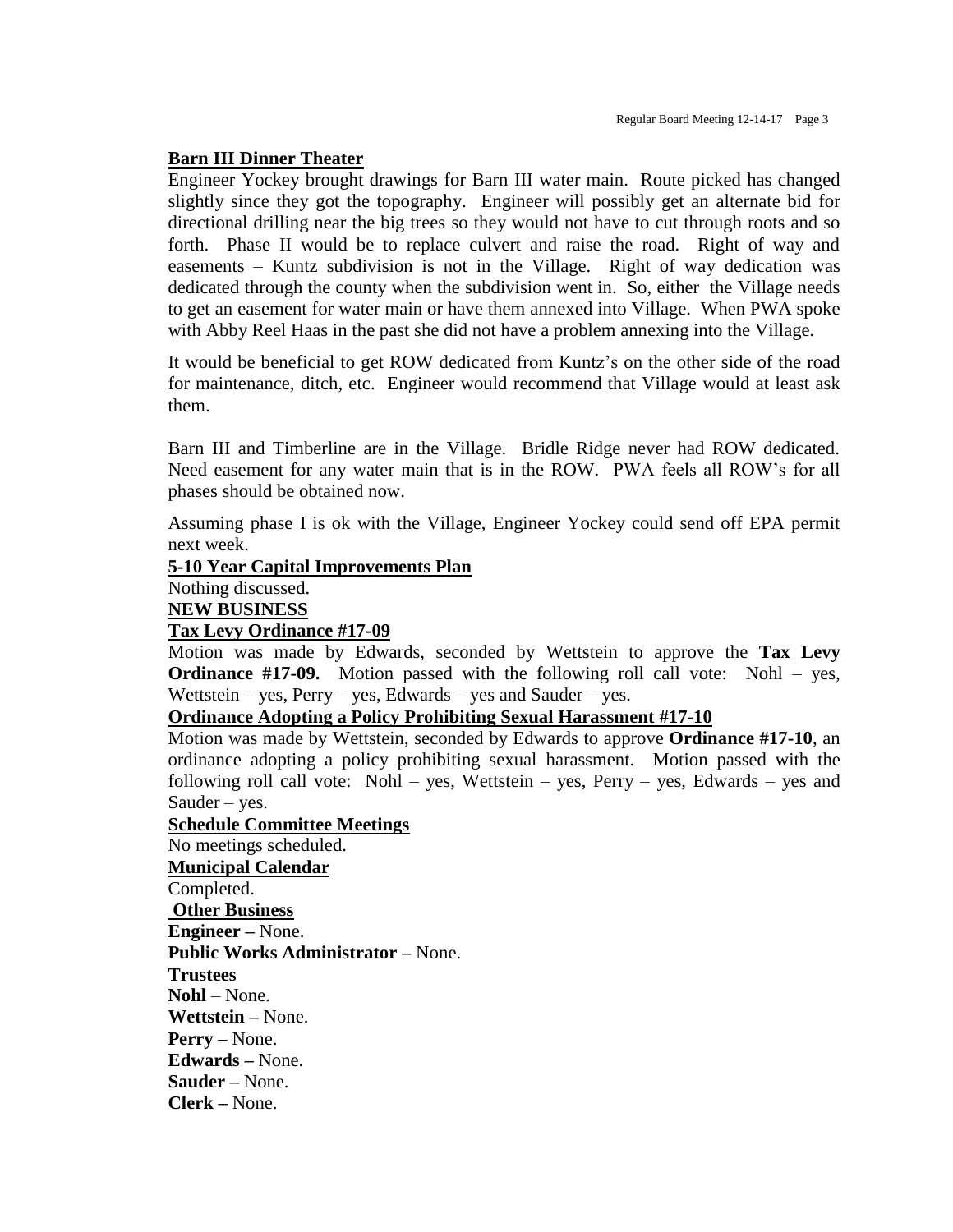**Barn III Dinner Theater**

Engineer Yockey brought drawings for Barn III water main. Route picked has changed slightly since they got the topography. Engineer will possibly get an alternate bid for directional drilling near the big trees so they would not have to cut through roots and so forth. Phase II would be to replace culvert and raise the road. Right of way and easements – Kuntz subdivision is not in the Village. Right of way dedication was dedicated through the county when the subdivision went in. So, either the Village needs to get an easement for water main or have them annexed into Village. When PWA spoke with Abby Reel Haas in the past she did not have a problem annexing into the Village.

It would be beneficial to get ROW dedicated from Kuntz's on the other side of the road for maintenance, ditch, etc. Engineer would recommend that Village would at least ask them.

Barn III and Timberline are in the Village. Bridle Ridge never had ROW dedicated. Need easement for any water main that is in the ROW. PWA feels all ROW's for all phases should be obtained now.

Assuming phase I is ok with the Village, Engineer Yockey could send off EPA permit next week.

**5-10 Year Capital Improvements Plan**

Nothing discussed.

**NEW BUSINESS**

**Tax Levy Ordinance #17-09**

Motion was made by Edwards, seconded by Wettstein to approve the **Tax Levy Ordinance #17-09.** Motion passed with the following roll call vote: Nohl – yes, Wettstein – yes, Perry – yes, Edwards – yes and Sauder – yes.

**Ordinance Adopting a Policy Prohibiting Sexual Harassment #17-10**

Motion was made by Wettstein, seconded by Edwards to approve **Ordinance #17-10**, an ordinance adopting a policy prohibiting sexual harassment. Motion passed with the following roll call vote: Nohl – yes, Wettstein – yes, Perry – yes, Edwards – yes and Sauder – yes.

**Schedule Committee Meetings**

No meetings scheduled.

**Municipal Calendar**

Completed.

**Other Business**

**Engineer –** None.

**Public Works Administrator –** None.

**Trustees**

**Nohl** – None.

**Wettstein –** None.

**Perry –** None.

**Edwards –** None.

**Sauder –** None.

**Clerk –** None.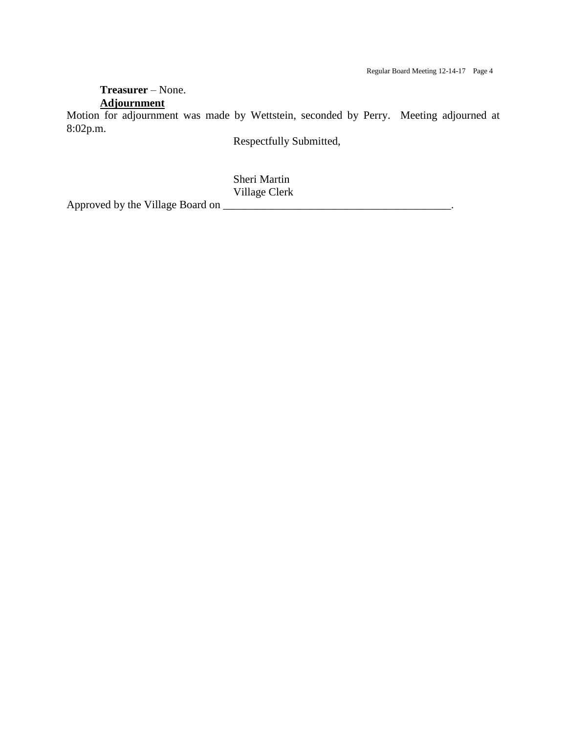**Treasurer** – None.

**<u>Adjournment</u>**

Motion for adjournment was made by Wettstein, seconded by Perry. Meeting adjourned at 8:02p.m.

Respectfully Submitted,

Sheri Martin
Village Clerk

Approved by the Village Board on ________________________________________.